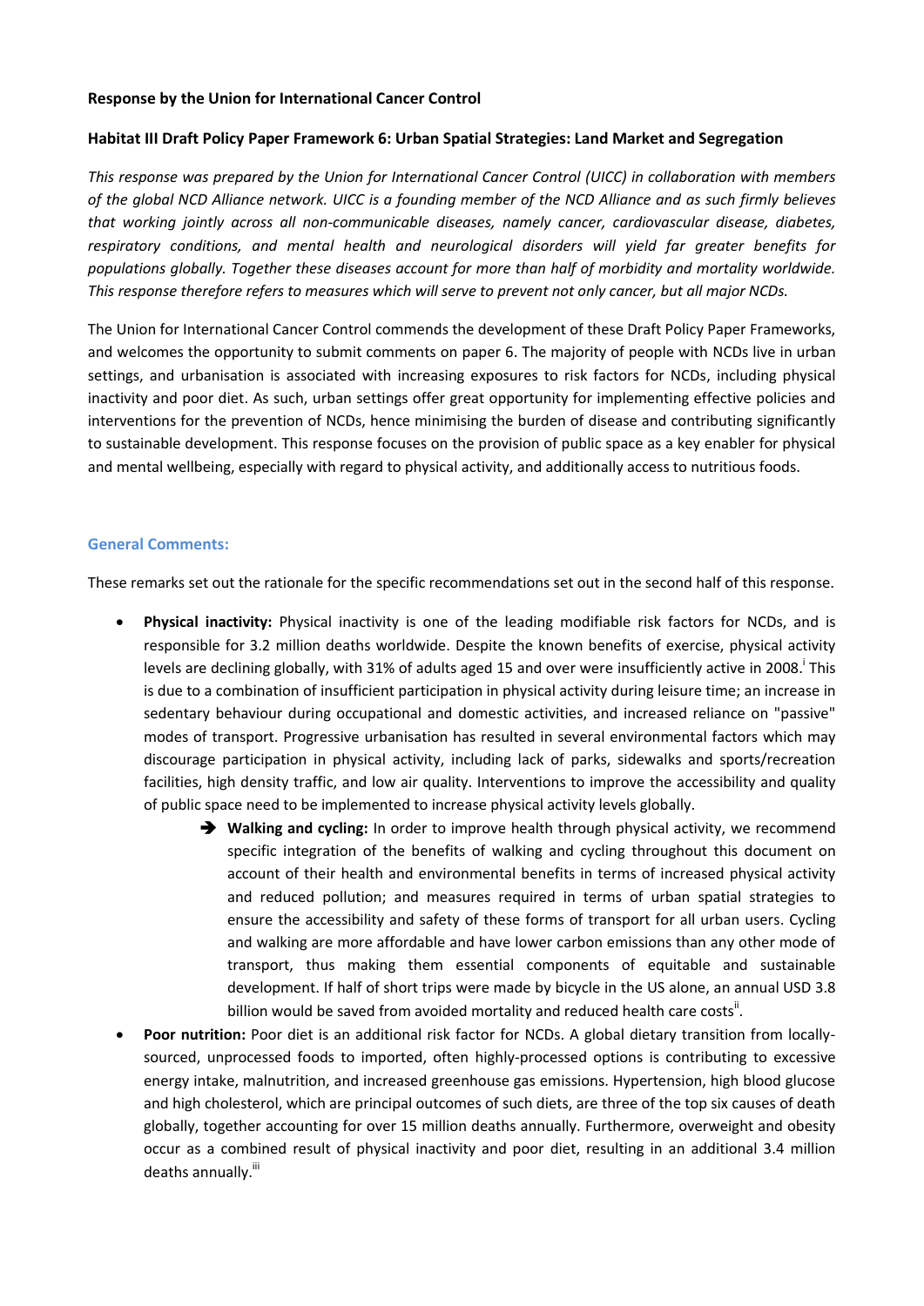**Response by the Union for International Cancer Control**

**Habitat III Draft Policy Paper Framework 6: Urban Spatial Strategies: Land Market and Segregation**

*This response was prepared by the Union for International Cancer Control (UICC) in collaboration with members of the global NCD Alliance network. UICC is a founding member of the NCD Alliance and as such firmly believes that working jointly across all non-communicable diseases, namely cancer, cardiovascular disease, diabetes, respiratory conditions, and mental health and neurological disorders will yield far greater benefits for populations globally. Together these diseases account for more than half of morbidity and mortality worldwide. This response therefore refers to measures which will serve to prevent not only cancer, but all major NCDs.*

The Union for International Cancer Control commends the development of these Draft Policy Paper Frameworks, and welcomes the opportunity to submit comments on paper 6. The majority of people with NCDs live in urban settings, and urbanisation is associated with increasing exposures to risk factors for NCDs, including physical inactivity and poor diet. As such, urban settings offer great opportunity for implementing effective policies and interventions for the prevention of NCDs, hence minimising the burden of disease and contributing significantly to sustainable development. This response focuses on the provision of public space as a key enabler for physical and mental wellbeing, especially with regard to physical activity, and additionally access to nutritious foods.

## General Comments:

These remarks set out the rationale for the specific recommendations set out in the second half of this response.

- **Physical inactivity:** Physical inactivity is one of the leading modifiable risk factors for NCDs, and is responsible for 3.2 million deaths worldwide. Despite the known benefits of exercise, physical activity levels are declining globally, with 31% of adults aged 15 and over were insufficiently active in 2008.[i] This is due to a combination of insufficient participation in physical activity during leisure time; an increase in sedentary behaviour during occupational and domestic activities, and increased reliance on "passive" modes of transport. Progressive urbanisation has resulted in several environmental factors which may discourage participation in physical activity, including lack of parks, sidewalks and sports/recreation facilities, high density traffic, and low air quality. Interventions to improve the accessibility and quality of public space need to be implemented to increase physical activity levels globally.
  - ➔ **Walking and cycling:** In order to improve health through physical activity, we recommend specific integration of the benefits of walking and cycling throughout this document on account of their health and environmental benefits in terms of increased physical activity and reduced pollution; and measures required in terms of urban spatial strategies to ensure the accessibility and safety of these forms of transport for all urban users. Cycling and walking are more affordable and have lower carbon emissions than any other mode of transport, thus making them essential components of equitable and sustainable development. If half of short trips were made by bicycle in the US alone, an annual USD 3.8 billion would be saved from avoided mortality and reduced health care costs[ii].
- **Poor nutrition:** Poor diet is an additional risk factor for NCDs. A global dietary transition from locally-sourced, unprocessed foods to imported, often highly-processed options is contributing to excessive energy intake, malnutrition, and increased greenhouse gas emissions. Hypertension, high blood glucose and high cholesterol, which are principal outcomes of such diets, are three of the top six causes of death globally, together accounting for over 15 million deaths annually. Furthermore, overweight and obesity occur as a combined result of physical inactivity and poor diet, resulting in an additional 3.4 million deaths annually.[iii]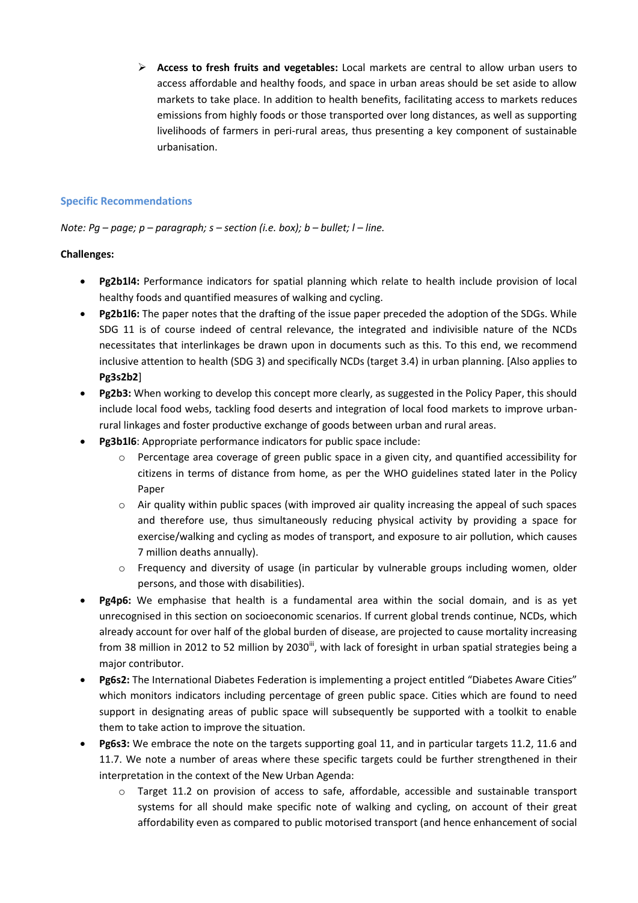- **Access to fresh fruits and vegetables:** Local markets are central to allow urban users to access affordable and healthy foods, and space in urban areas should be set aside to allow markets to take place. In addition to health benefits, facilitating access to markets reduces emissions from highly foods or those transported over long distances, as well as supporting livelihoods of farmers in peri-rural areas, thus presenting a key component of sustainable urbanisation.

## Specific Recommendations

*Note: Pg – page; p – paragraph; s – section (i.e. box); b – bullet; l – line.*

**Challenges:**

- **Pg2b1l4:** Performance indicators for spatial planning which relate to health include provision of local healthy foods and quantified measures of walking and cycling.
- **Pg2b1l6:** The paper notes that the drafting of the issue paper preceded the adoption of the SDGs. While SDG 11 is of course indeed of central relevance, the integrated and indivisible nature of the NCDs necessitates that interlinkages be drawn upon in documents such as this. To this end, we recommend inclusive attention to health (SDG 3) and specifically NCDs (target 3.4) in urban planning. [Also applies to **Pg3s2b2**]
- **Pg2b3:** When working to develop this concept more clearly, as suggested in the Policy Paper, this should include local food webs, tackling food deserts and integration of local food markets to improve urban-rural linkages and foster productive exchange of goods between urban and rural areas.
- **Pg3b1l6**: Appropriate performance indicators for public space include:
    - Percentage area coverage of green public space in a given city, and quantified accessibility for citizens in terms of distance from home, as per the WHO guidelines stated later in the Policy Paper
    - Air quality within public spaces (with improved air quality increasing the appeal of such spaces and therefore use, thus simultaneously reducing physical activity by providing a space for exercise/walking and cycling as modes of transport, and exposure to air pollution, which causes 7 million deaths annually).
    - Frequency and diversity of usage (in particular by vulnerable groups including women, older persons, and those with disabilities).
- **Pg4p6:** We emphasise that health is a fundamental area within the social domain, and is as yet unrecognised in this section on socioeconomic scenarios. If current global trends continue, NCDs, which already account for over half of the global burden of disease, are projected to cause mortality increasing from 38 million in 2012 to 52 million by 2030[iii], with lack of foresight in urban spatial strategies being a major contributor.
- **Pg6s2:** The International Diabetes Federation is implementing a project entitled "Diabetes Aware Cities" which monitors indicators including percentage of green public space. Cities which are found to need support in designating areas of public space will subsequently be supported with a toolkit to enable them to take action to improve the situation.
- **Pg6s3:** We embrace the note on the targets supporting goal 11, and in particular targets 11.2, 11.6 and 11.7. We note a number of areas where these specific targets could be further strengthened in their interpretation in the context of the New Urban Agenda:
    - Target 11.2 on provision of access to safe, affordable, accessible and sustainable transport systems for all should make specific note of walking and cycling, on account of their great affordability even as compared to public motorised transport (and hence enhancement of social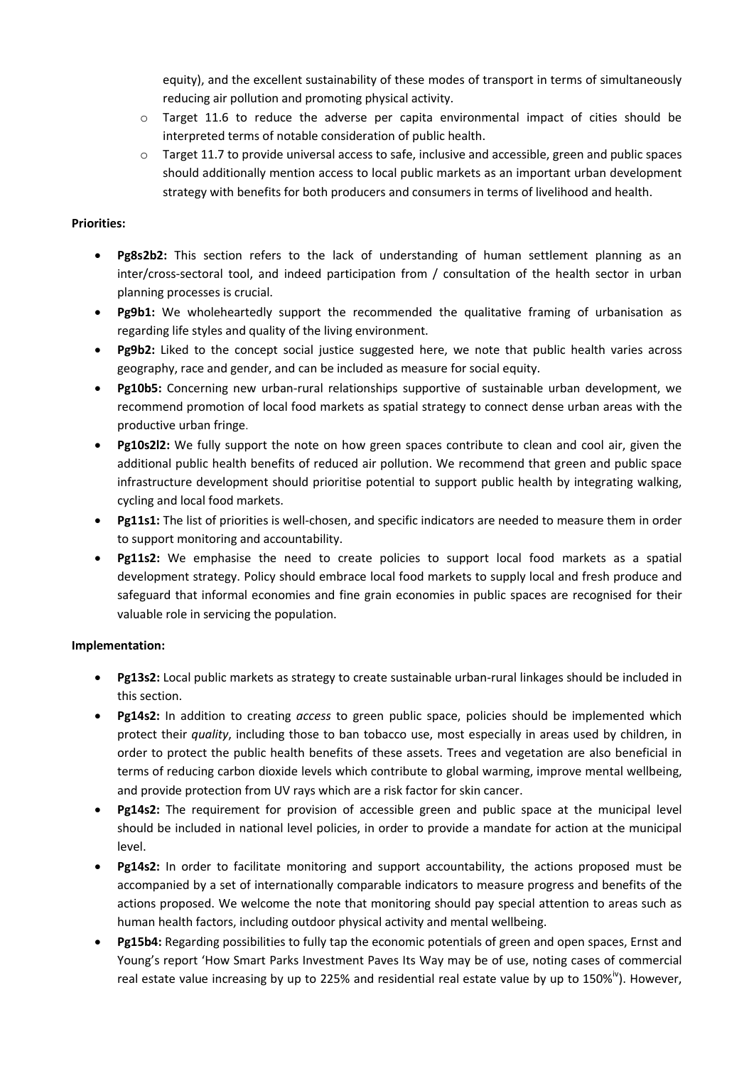equity), and the excellent sustainability of these modes of transport in terms of simultaneously reducing air pollution and promoting physical activity.

- Target 11.6 to reduce the adverse per capita environmental impact of cities should be interpreted terms of notable consideration of public health.
- Target 11.7 to provide universal access to safe, inclusive and accessible, green and public spaces should additionally mention access to local public markets as an important urban development strategy with benefits for both producers and consumers in terms of livelihood and health.

**Priorities:**

- **Pg8s2b2:** This section refers to the lack of understanding of human settlement planning as an inter/cross-sectoral tool, and indeed participation from / consultation of the health sector in urban planning processes is crucial.
- **Pg9b1:** We wholeheartedly support the recommended the qualitative framing of urbanisation as regarding life styles and quality of the living environment.
- **Pg9b2:** Liked to the concept social justice suggested here, we note that public health varies across geography, race and gender, and can be included as measure for social equity.
- **Pg10b5:** Concerning new urban-rural relationships supportive of sustainable urban development, we recommend promotion of local food markets as spatial strategy to connect dense urban areas with the productive urban fringe.
- **Pg10s2l2:** We fully support the note on how green spaces contribute to clean and cool air, given the additional public health benefits of reduced air pollution. We recommend that green and public space infrastructure development should prioritise potential to support public health by integrating walking, cycling and local food markets.
- **Pg11s1:** The list of priorities is well-chosen, and specific indicators are needed to measure them in order to support monitoring and accountability.
- **Pg11s2:** We emphasise the need to create policies to support local food markets as a spatial development strategy. Policy should embrace local food markets to supply local and fresh produce and safeguard that informal economies and fine grain economies in public spaces are recognised for their valuable role in servicing the population.

**Implementation:**

- **Pg13s2:** Local public markets as strategy to create sustainable urban-rural linkages should be included in this section.
- **Pg14s2:** In addition to creating *access* to green public space, policies should be implemented which protect their *quality*, including those to ban tobacco use, most especially in areas used by children, in order to protect the public health benefits of these assets. Trees and vegetation are also beneficial in terms of reducing carbon dioxide levels which contribute to global warming, improve mental wellbeing, and provide protection from UV rays which are a risk factor for skin cancer.
- **Pg14s2:** The requirement for provision of accessible green and public space at the municipal level should be included in national level policies, in order to provide a mandate for action at the municipal level.
- **Pg14s2:** In order to facilitate monitoring and support accountability, the actions proposed must be accompanied by a set of internationally comparable indicators to measure progress and benefits of the actions proposed. We welcome the note that monitoring should pay special attention to areas such as human health factors, including outdoor physical activity and mental wellbeing.
- **Pg15b4:** Regarding possibilities to fully tap the economic potentials of green and open spaces, Ernst and Young's report 'How Smart Parks Investment Paves Its Way may be of use, noting cases of commercial real estate value increasing by up to 225% and residential real estate value by up to 150%[iv]). However,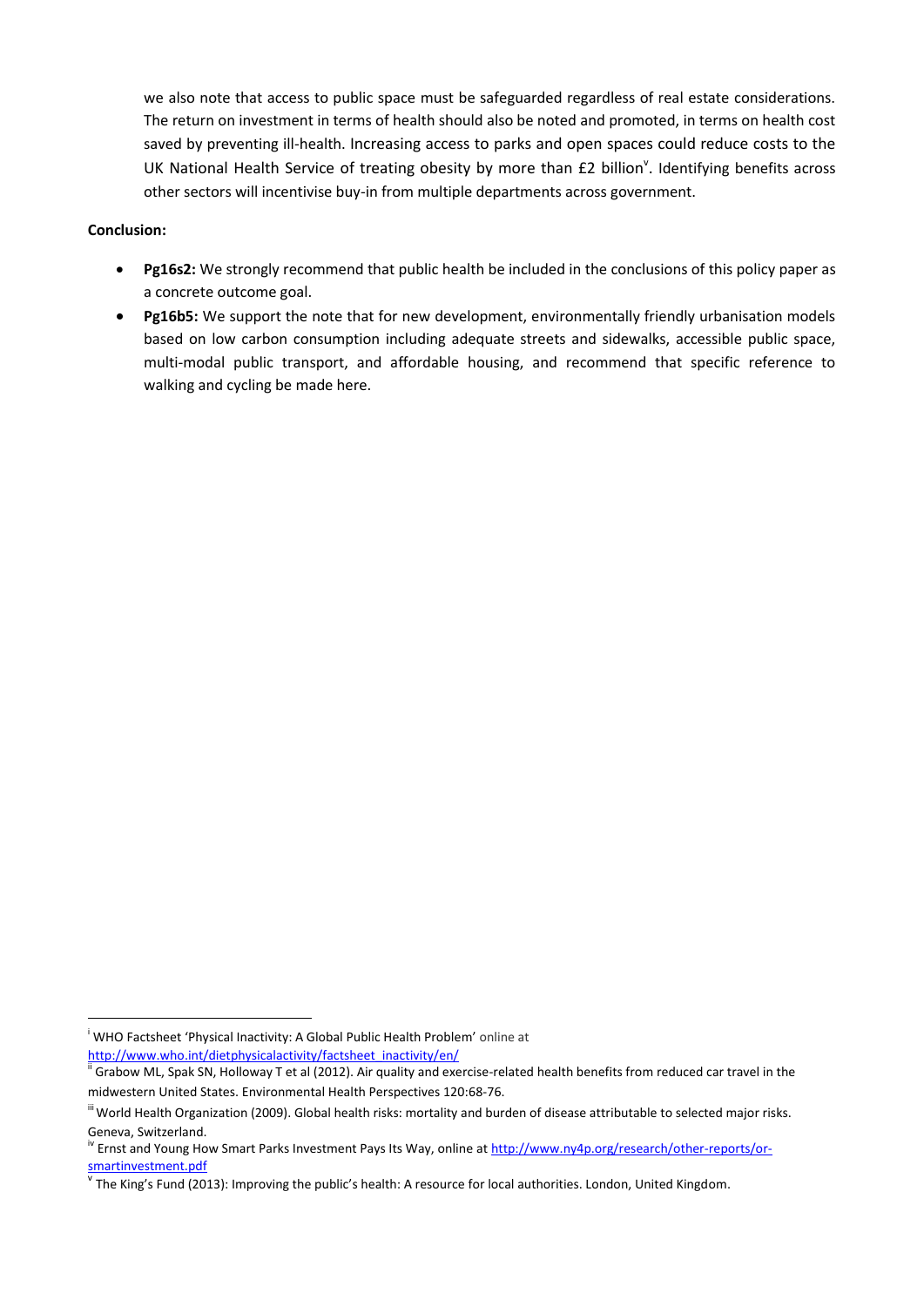we also note that access to public space must be safeguarded regardless of real estate considerations. The return on investment in terms of health should also be noted and promoted, in terms on health cost saved by preventing ill-health. Increasing access to parks and open spaces could reduce costs to the UK National Health Service of treating obesity by more than £2 billion[v]. Identifying benefits across other sectors will incentivise buy-in from multiple departments across government.

**Conclusion:**

- **Pg16s2:** We strongly recommend that public health be included in the conclusions of this policy paper as a concrete outcome goal.
- **Pg16b5:** We support the note that for new development, environmentally friendly urbanisation models based on low carbon consumption including adequate streets and sidewalks, accessible public space, multi-modal public transport, and affordable housing, and recommend that specific reference to walking and cycling be made here.

---

[i] WHO Factsheet 'Physical Inactivity: A Global Public Health Problem' online at http://www.who.int/dietphysicalactivity/factsheet_inactivity/en/

[ii] Grabow ML, Spak SN, Holloway T et al (2012). Air quality and exercise-related health benefits from reduced car travel in the midwestern United States. Environmental Health Perspectives 120:68-76.

[iii] World Health Organization (2009). Global health risks: mortality and burden of disease attributable to selected major risks. Geneva, Switzerland.

[iv] Ernst and Young How Smart Parks Investment Pays Its Way, online at http://www.ny4p.org/research/other-reports/or-smartinvestment.pdf

[v] The King's Fund (2013): Improving the public's health: A resource for local authorities. London, United Kingdom.